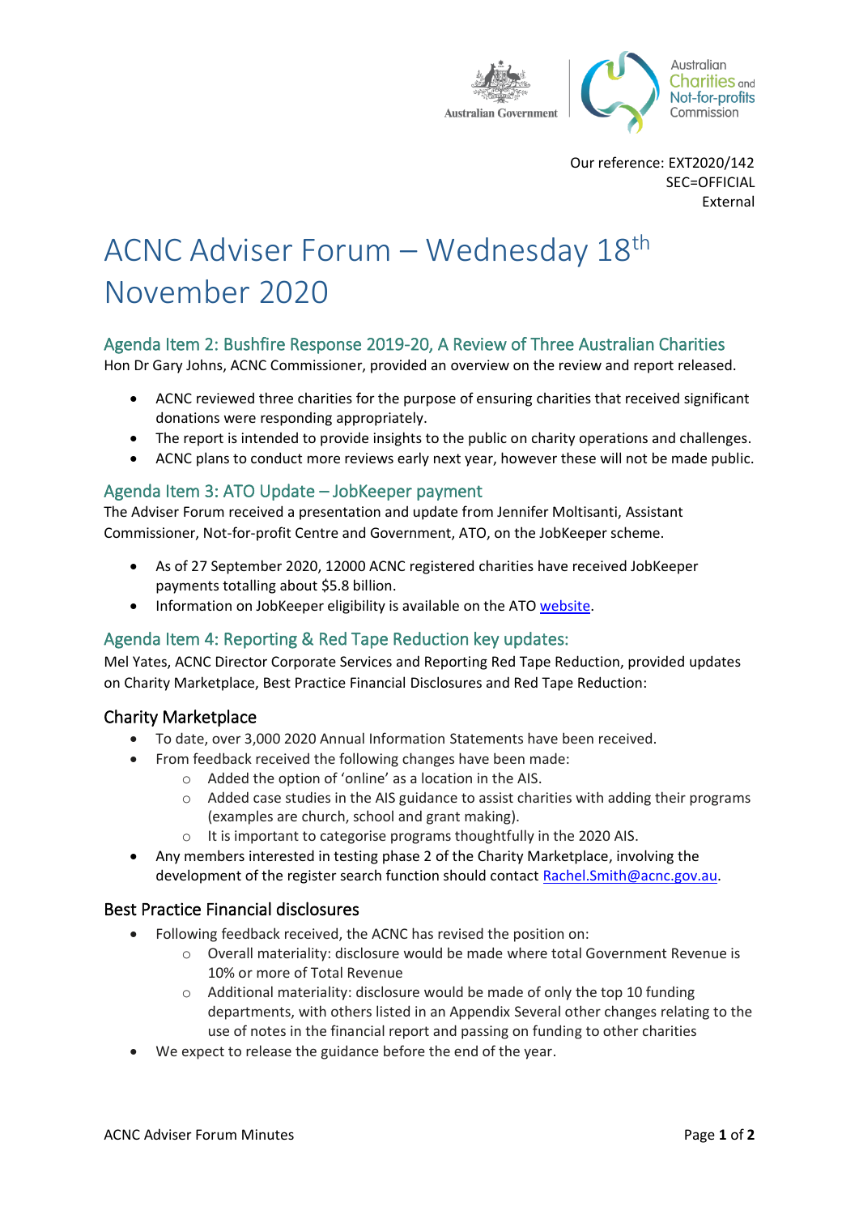Our reference: EXT2020/142
SEC=OFFICIAL
External

# ACNC Adviser Forum – Wednesday 18th November 2020

## Agenda Item 2: Bushfire Response 2019-20, A Review of Three Australian Charities

Hon Dr Gary Johns, ACNC Commissioner, provided an overview on the review and report released.

- ACNC reviewed three charities for the purpose of ensuring charities that received significant donations were responding appropriately.
- The report is intended to provide insights to the public on charity operations and challenges.
- ACNC plans to conduct more reviews early next year, however these will not be made public.

## Agenda Item 3: ATO Update – JobKeeper payment

The Adviser Forum received a presentation and update from Jennifer Moltisanti, Assistant Commissioner, Not-for-profit Centre and Government, ATO, on the JobKeeper scheme.

- As of 27 September 2020, 12000 ACNC registered charities have received JobKeeper payments totalling about $5.8 billion.
- Information on JobKeeper eligibility is available on the ATO website.

## Agenda Item 4: Reporting & Red Tape Reduction key updates:

Mel Yates, ACNC Director Corporate Services and Reporting Red Tape Reduction, provided updates on Charity Marketplace, Best Practice Financial Disclosures and Red Tape Reduction:

### Charity Marketplace

- To date, over 3,000 2020 Annual Information Statements have been received.
- From feedback received the following changes have been made:
  - Added the option of 'online' as a location in the AIS.
  - Added case studies in the AIS guidance to assist charities with adding their programs (examples are church, school and grant making).
  - It is important to categorise programs thoughtfully in the 2020 AIS.
- Any members interested in testing phase 2 of the Charity Marketplace, involving the development of the register search function should contact Rachel.Smith@acnc.gov.au.

### Best Practice Financial disclosures

- Following feedback received, the ACNC has revised the position on:
  - Overall materiality: disclosure would be made where total Government Revenue is 10% or more of Total Revenue
  - Additional materiality: disclosure would be made of only the top 10 funding departments, with others listed in an Appendix Several other changes relating to the use of notes in the financial report and passing on funding to other charities
- We expect to release the guidance before the end of the year.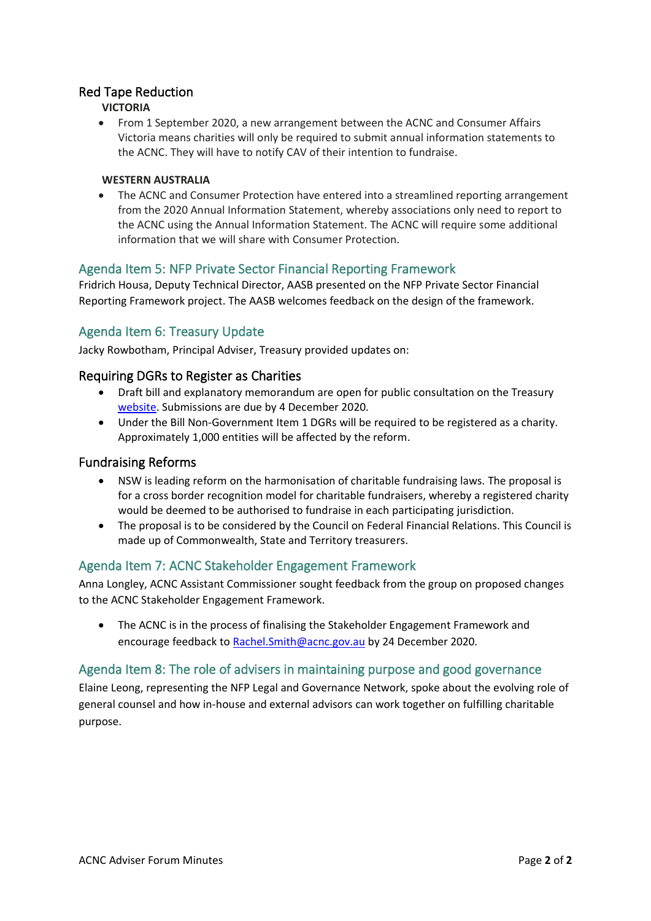## Red Tape Reduction

**VICTORIA**

- From 1 September 2020, a new arrangement between the ACNC and Consumer Affairs Victoria means charities will only be required to submit annual information statements to the ACNC. They will have to notify CAV of their intention to fundraise.

**WESTERN AUSTRALIA**

- The ACNC and Consumer Protection have entered into a streamlined reporting arrangement from the 2020 Annual Information Statement, whereby associations only need to report to the ACNC using the Annual Information Statement. The ACNC will require some additional information that we will share with Consumer Protection.

## Agenda Item 5: NFP Private Sector Financial Reporting Framework

Fridrich Housa, Deputy Technical Director, AASB presented on the NFP Private Sector Financial Reporting Framework project. The AASB welcomes feedback on the design of the framework.

## Agenda Item 6: Treasury Update

Jacky Rowbotham, Principal Adviser, Treasury provided updates on:

### Requiring DGRs to Register as Charities

- Draft bill and explanatory memorandum are open for public consultation on the Treasury website. Submissions are due by 4 December 2020.
- Under the Bill Non-Government Item 1 DGRs will be required to be registered as a charity. Approximately 1,000 entities will be affected by the reform.

### Fundraising Reforms

- NSW is leading reform on the harmonisation of charitable fundraising laws. The proposal is for a cross border recognition model for charitable fundraisers, whereby a registered charity would be deemed to be authorised to fundraise in each participating jurisdiction.
- The proposal is to be considered by the Council on Federal Financial Relations. This Council is made up of Commonwealth, State and Territory treasurers.

## Agenda Item 7: ACNC Stakeholder Engagement Framework

Anna Longley, ACNC Assistant Commissioner sought feedback from the group on proposed changes to the ACNC Stakeholder Engagement Framework.

- The ACNC is in the process of finalising the Stakeholder Engagement Framework and encourage feedback to Rachel.Smith@acnc.gov.au by 24 December 2020.

## Agenda Item 8: The role of advisers in maintaining purpose and good governance

Elaine Leong, representing the NFP Legal and Governance Network, spoke about the evolving role of general counsel and how in-house and external advisors can work together on fulfilling charitable purpose.